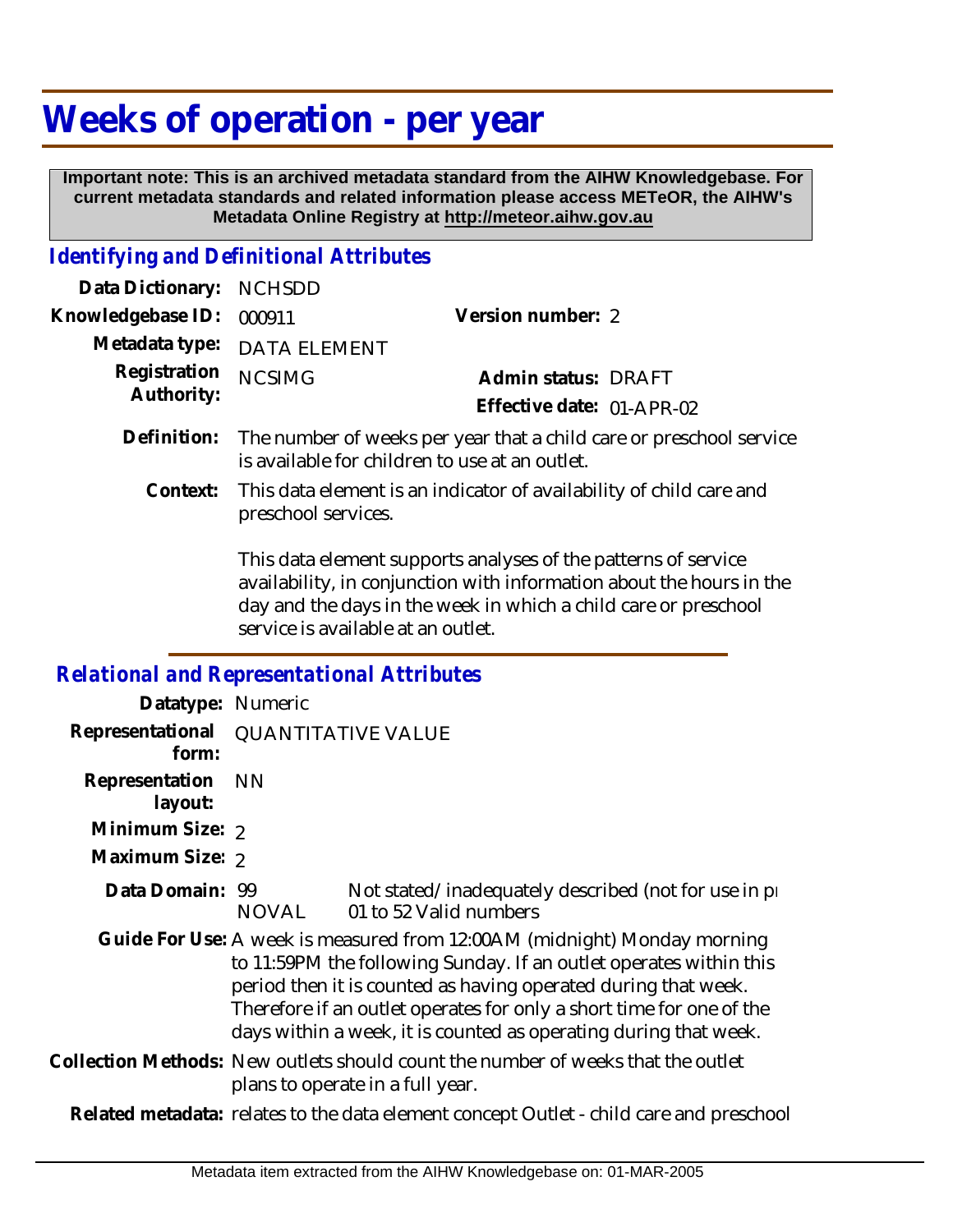# Weeks of operation - per year

**Important note: This is an archived metadata standard from the AIHW Knowledgebase. For current metadata standards and related information please access METeOR, the AIHW's Metadata Online Registry at http://meteor.aihw.gov.au**

## *Identifying and Definitional Attributes*

**Data Dictionary:** NCHSDD

**Knowledgebase ID:** 000911

**Version number:** 2

**Metadata type:** DATA ELEMENT

**Registration Authority:** NCSIMG

**Admin status:** DRAFT

**Effective date:** 01-APR-02

**Definition:** The number of weeks per year that a child care or preschool service is available for children to use at an outlet.

**Context:** This data element is an indicator of availability of child care and preschool services.

This data element supports analyses of the patterns of service availability, in conjunction with information about the hours in the day and the days in the week in which a child care or preschool service is available at an outlet.

## *Relational and Representational Attributes*

**Datatype:** Numeric

**Representational form:** QUANTITATIVE VALUE

**Representation layout:** NN

**Minimum Size:** 2

**Maximum Size:** 2

**Data Domain:**

| | |
|---|---|
| 99 | Not stated/inadequately described (not for use in pı |
| NOVAL | 01 to 52 Valid numbers |

**Guide For Use:** A week is measured from 12:00AM (midnight) Monday morning to 11:59PM the following Sunday. If an outlet operates within this period then it is counted as having operated during that week. Therefore if an outlet operates for only a short time for one of the days within a week, it is counted as operating during that week.

**Collection Methods:** New outlets should count the number of weeks that the outlet plans to operate in a full year.

**Related metadata:** relates to the data element concept Outlet - child care and preschool

Metadata item extracted from the AIHW Knowledgebase on: 01-MAR-2005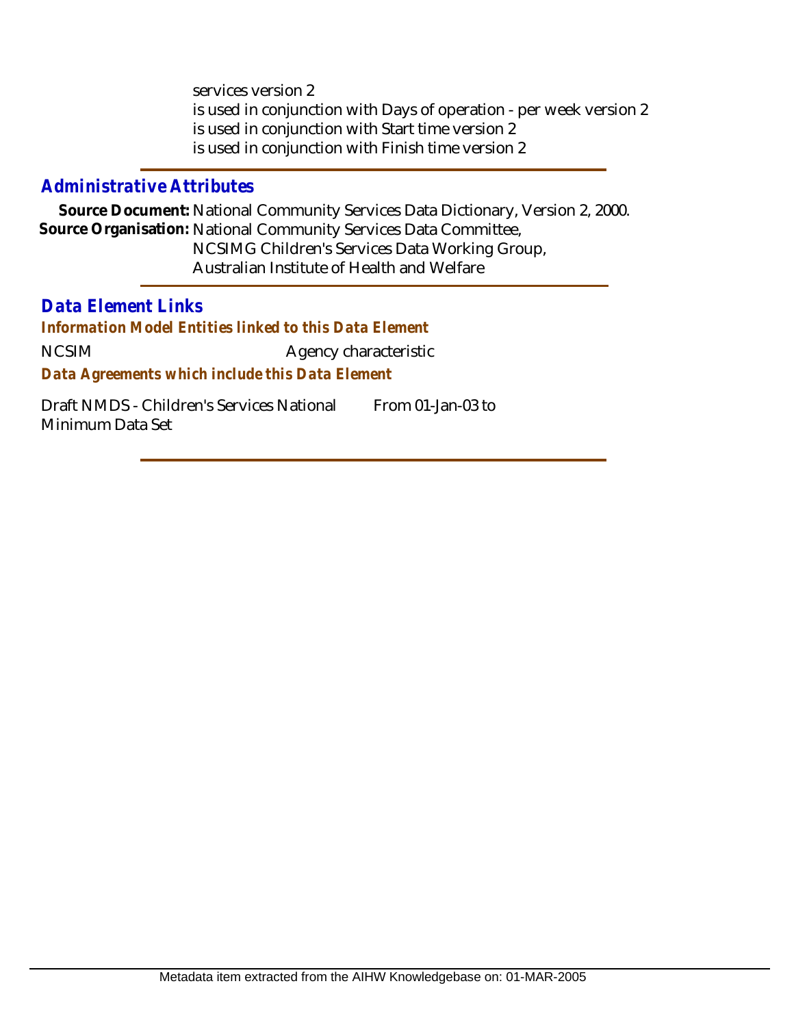services version 2
is used in conjunction with Days of operation - per week version 2
is used in conjunction with Start time version 2
is used in conjunction with Finish time version 2

## Administrative Attributes

**Source Document:** National Community Services Data Dictionary, Version 2, 2000.
**Source Organisation:** National Community Services Data Committee, NCSIMG Children's Services Data Working Group, Australian Institute of Health and Welfare

## Data Element Links

### Information Model Entities linked to this Data Element

| | |
|---|---|
| NCSIM | Agency characteristic |

### Data Agreements which include this Data Element

| | |
|---|---|
| Draft NMDS - Children's Services National Minimum Data Set | From 01-Jan-03 to |

Metadata item extracted from the AIHW Knowledgebase on: 01-MAR-2005